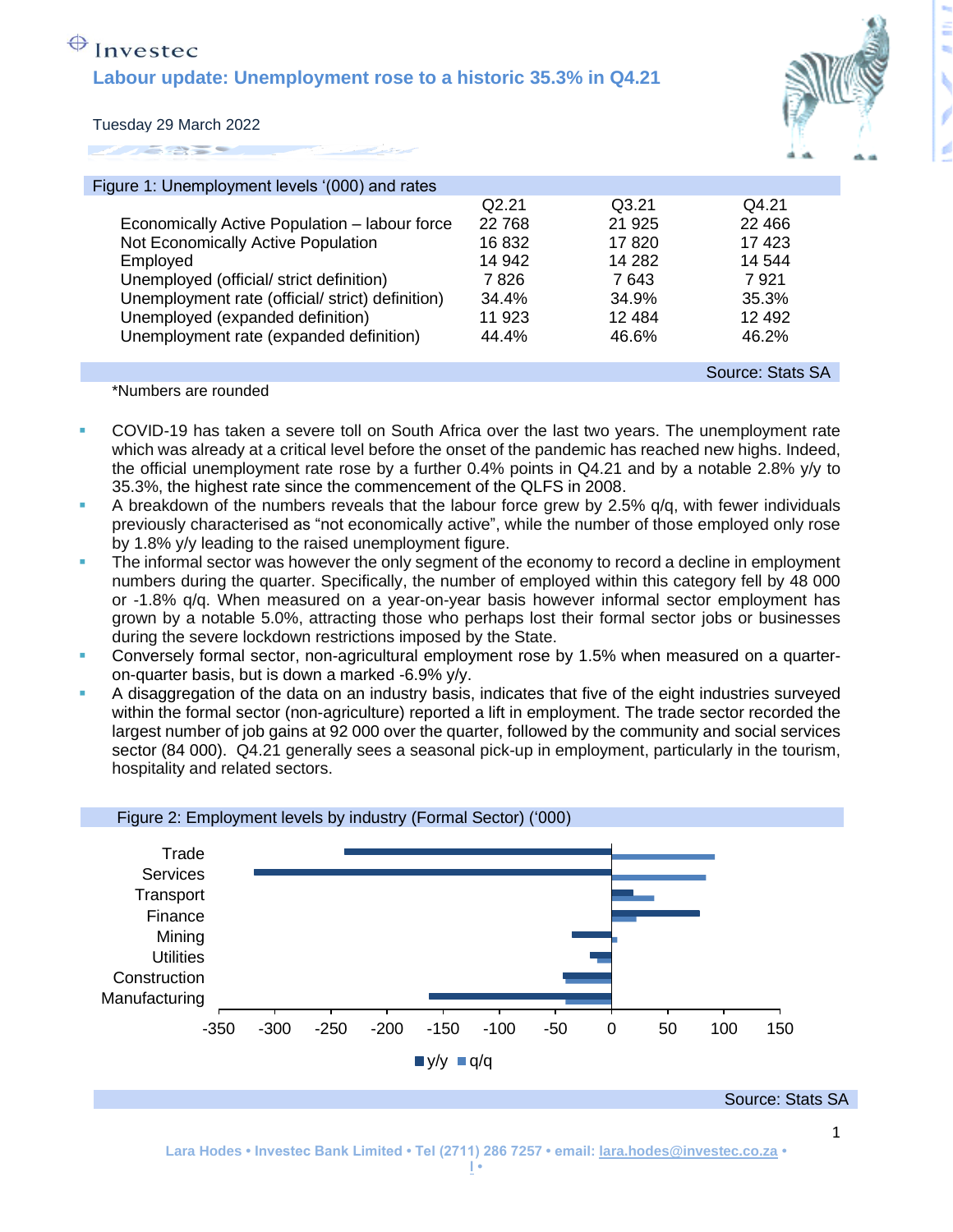Investec

# Labour update: Unemployment rose to a historic 35.3% in Q4.21

Tuesday 29 March 2022

Figure 1: Unemployment levels '(000) and rates

| | Q2.21 | Q3.21 | Q4.21 |
|---|---|---|---|
| Economically Active Population – labour force | 22 768 | 21 925 | 22 466 |
| Not Economically Active Population | 16 832 | 17 820 | 17 423 |
| Employed | 14 942 | 14 282 | 14 544 |
| Unemployed (official/ strict definition) | 7 826 | 7 643 | 7 921 |
| Unemployment rate (official/ strict) definition) | 34.4% | 34.9% | 35.3% |
| Unemployed (expanded definition) | 11 923 | 12 484 | 12 492 |
| Unemployment rate (expanded definition) | 44.4% | 46.6% | 46.2% |

Source: Stats SA

*Numbers are rounded

- COVID-19 has taken a severe toll on South Africa over the last two years. The unemployment rate which was already at a critical level before the onset of the pandemic has reached new highs. Indeed, the official unemployment rate rose by a further 0.4% points in Q4.21 and by a notable 2.8% y/y to 35.3%, the highest rate since the commencement of the QLFS in 2008.
- A breakdown of the numbers reveals that the labour force grew by 2.5% q/q, with fewer individuals previously characterised as "not economically active", while the number of those employed only rose by 1.8% y/y leading to the raised unemployment figure.
- The informal sector was however the only segment of the economy to record a decline in employment numbers during the quarter. Specifically, the number of employed within this category fell by 48 000 or -1.8% q/q. When measured on a year-on-year basis however informal sector employment has grown by a notable 5.0%, attracting those who perhaps lost their formal sector jobs or businesses during the severe lockdown restrictions imposed by the State.
- Conversely formal sector, non-agricultural employment rose by 1.5% when measured on a quarter-on-quarter basis, but is down a marked -6.9% y/y.
- A disaggregation of the data on an industry basis, indicates that five of the eight industries surveyed within the formal sector (non-agriculture) reported a lift in employment. The trade sector recorded the largest number of job gains at 92 000 over the quarter, followed by the community and social services sector (84 000). Q4.21 generally sees a seasonal pick-up in employment, particularly in the tourism, hospitality and related sectors.

Figure 2: Employment levels by industry (Formal Sector) ('000)

Source: Stats SA

Lara Hodes • Investec Bank Limited • Tel (2711) 286 7257 • email: lara.hodes@investec.co.za •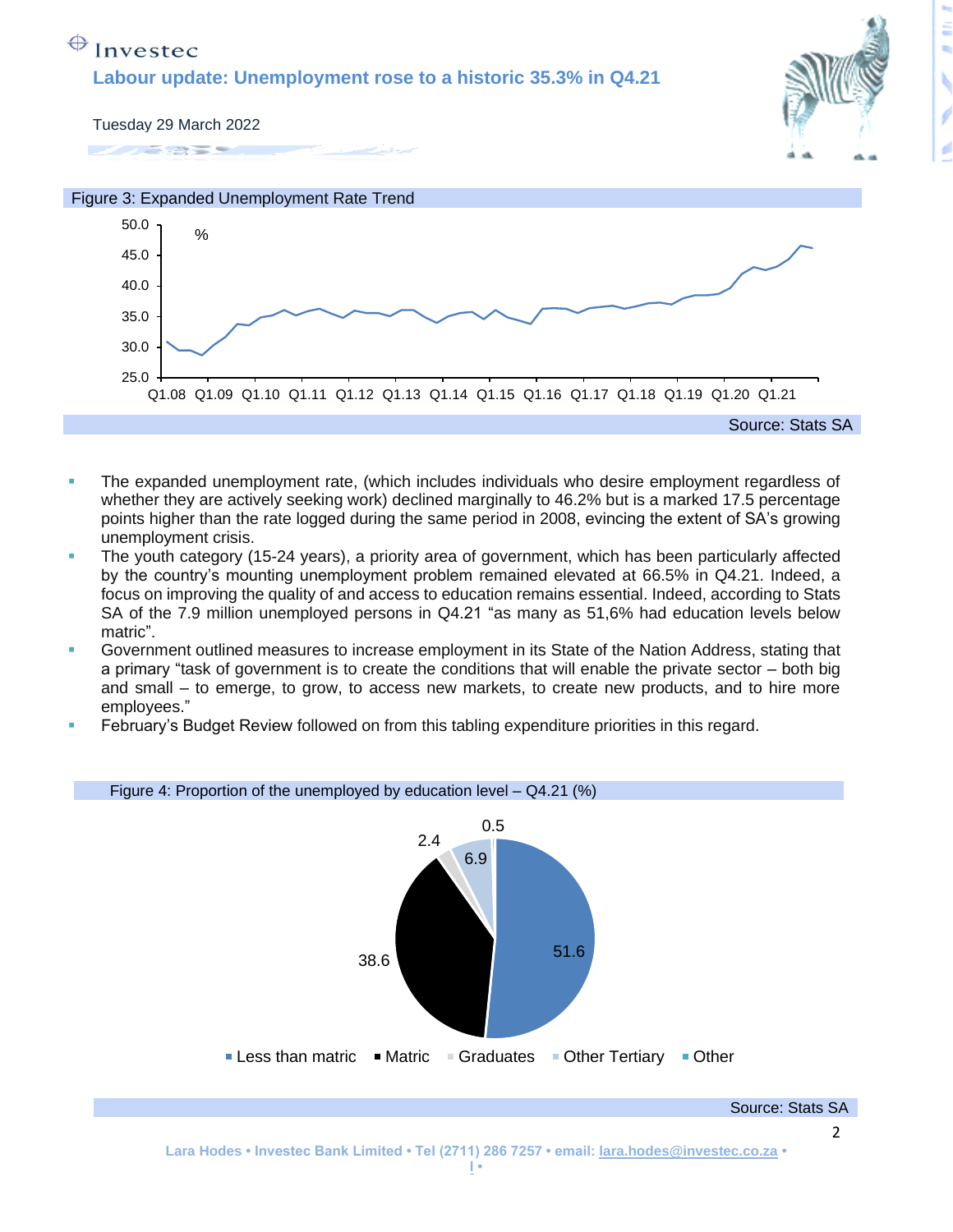Figure 3: Expanded Unemployment Rate Trend

Source: Stats SA

- The expanded unemployment rate, (which includes individuals who desire employment regardless of whether they are actively seeking work) declined marginally to 46.2% but is a marked 17.5 percentage points higher than the rate logged during the same period in 2008, evincing the extent of SA's growing unemployment crisis.
- The youth category (15-24 years), a priority area of government, which has been particularly affected by the country's mounting unemployment problem remained elevated at 66.5% in Q4.21. Indeed, a focus on improving the quality of and access to education remains essential. Indeed, according to Stats SA of the 7.9 million unemployed persons in Q4.21 "as many as 51,6% had education levels below matric".
- Government outlined measures to increase employment in its State of the Nation Address, stating that a primary "task of government is to create the conditions that will enable the private sector – both big and small – to emerge, to grow, to access new markets, to create new products, and to hire more employees."
- February's Budget Review followed on from this tabling expenditure priorities in this regard.

Figure 4: Proportion of the unemployed by education level – Q4.21 (%)

Source: Stats SA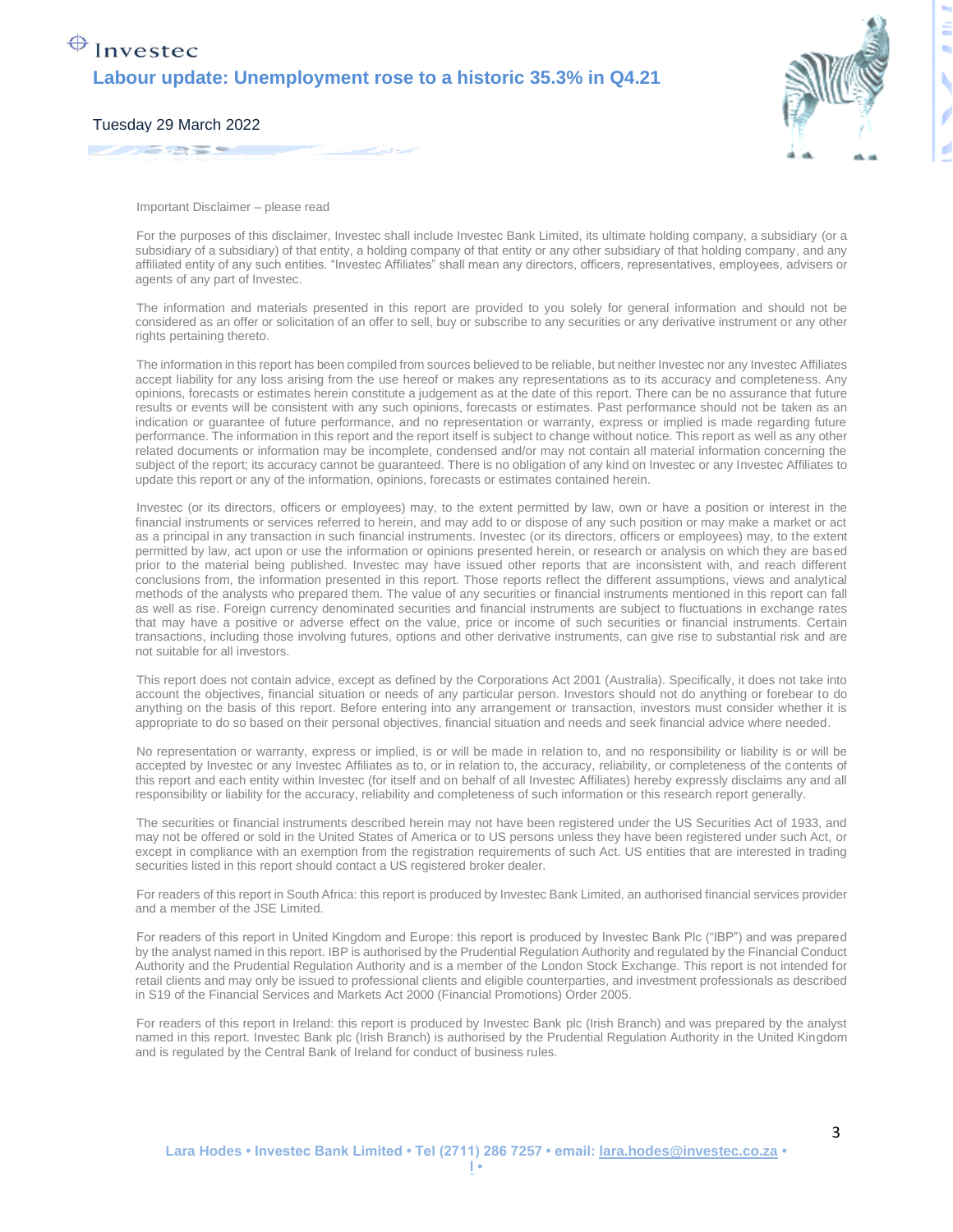Important Disclaimer – please read

For the purposes of this disclaimer, Investec shall include Investec Bank Limited, its ultimate holding company, a subsidiary (or a subsidiary of a subsidiary) of that entity, a holding company of that entity or any other subsidiary of that holding company, and any affiliated entity of any such entities. "Investec Affiliates" shall mean any directors, officers, representatives, employees, advisers or agents of any part of Investec.

The information and materials presented in this report are provided to you solely for general information and should not be considered as an offer or solicitation of an offer to sell, buy or subscribe to any securities or any derivative instrument or any other rights pertaining thereto.

The information in this report has been compiled from sources believed to be reliable, but neither Investec nor any Investec Affiliates accept liability for any loss arising from the use hereof or makes any representations as to its accuracy and completeness. Any opinions, forecasts or estimates herein constitute a judgement as at the date of this report. There can be no assurance that future results or events will be consistent with any such opinions, forecasts or estimates. Past performance should not be taken as an indication or guarantee of future performance, and no representation or warranty, express or implied is made regarding future performance. The information in this report and the report itself is subject to change without notice. This report as well as any other related documents or information may be incomplete, condensed and/or may not contain all material information concerning the subject of the report; its accuracy cannot be guaranteed. There is no obligation of any kind on Investec or any Investec Affiliates to update this report or any of the information, opinions, forecasts or estimates contained herein.

Investec (or its directors, officers or employees) may, to the extent permitted by law, own or have a position or interest in the financial instruments or services referred to herein, and may add to or dispose of any such position or may make a market or act as a principal in any transaction in such financial instruments. Investec (or its directors, officers or employees) may, to the extent permitted by law, act upon or use the information or opinions presented herein, or research or analysis on which they are based prior to the material being published. Investec may have issued other reports that are inconsistent with, and reach different conclusions from, the information presented in this report. Those reports reflect the different assumptions, views and analytical methods of the analysts who prepared them. The value of any securities or financial instruments mentioned in this report can fall as well as rise. Foreign currency denominated securities and financial instruments are subject to fluctuations in exchange rates that may have a positive or adverse effect on the value, price or income of such securities or financial instruments. Certain transactions, including those involving futures, options and other derivative instruments, can give rise to substantial risk and are not suitable for all investors.

This report does not contain advice, except as defined by the Corporations Act 2001 (Australia). Specifically, it does not take into account the objectives, financial situation or needs of any particular person. Investors should not do anything or forebear to do anything on the basis of this report. Before entering into any arrangement or transaction, investors must consider whether it is appropriate to do so based on their personal objectives, financial situation and needs and seek financial advice where needed.

No representation or warranty, express or implied, is or will be made in relation to, and no responsibility or liability is or will be accepted by Investec or any Investec Affiliates as to, or in relation to, the accuracy, reliability, or completeness of the contents of this report and each entity within Investec (for itself and on behalf of all Investec Affiliates) hereby expressly disclaims any and all responsibility or liability for the accuracy, reliability and completeness of such information or this research report generally.

The securities or financial instruments described herein may not have been registered under the US Securities Act of 1933, and may not be offered or sold in the United States of America or to US persons unless they have been registered under such Act, or except in compliance with an exemption from the registration requirements of such Act. US entities that are interested in trading securities listed in this report should contact a US registered broker dealer.

For readers of this report in South Africa: this report is produced by Investec Bank Limited, an authorised financial services provider and a member of the JSE Limited.

For readers of this report in United Kingdom and Europe: this report is produced by Investec Bank Plc ("IBP") and was prepared by the analyst named in this report. IBP is authorised by the Prudential Regulation Authority and regulated by the Financial Conduct Authority and the Prudential Regulation Authority and is a member of the London Stock Exchange. This report is not intended for retail clients and may only be issued to professional clients and eligible counterparties, and investment professionals as described in S19 of the Financial Services and Markets Act 2000 (Financial Promotions) Order 2005.

For readers of this report in Ireland: this report is produced by Investec Bank plc (Irish Branch) and was prepared by the analyst named in this report. Investec Bank plc (Irish Branch) is authorised by the Prudential Regulation Authority in the United Kingdom and is regulated by the Central Bank of Ireland for conduct of business rules.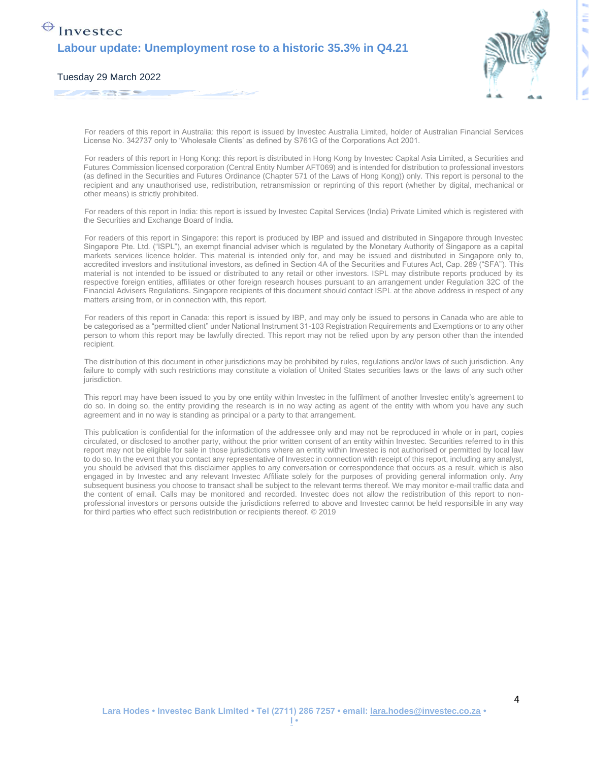For readers of this report in Australia: this report is issued by Investec Australia Limited, holder of Australian Financial Services License No. 342737 only to 'Wholesale Clients' as defined by S761G of the Corporations Act 2001.

For readers of this report in Hong Kong: this report is distributed in Hong Kong by Investec Capital Asia Limited, a Securities and Futures Commission licensed corporation (Central Entity Number AFT069) and is intended for distribution to professional investors (as defined in the Securities and Futures Ordinance (Chapter 571 of the Laws of Hong Kong)) only. This report is personal to the recipient and any unauthorised use, redistribution, retransmission or reprinting of this report (whether by digital, mechanical or other means) is strictly prohibited.

For readers of this report in India: this report is issued by Investec Capital Services (India) Private Limited which is registered with the Securities and Exchange Board of India.

For readers of this report in Singapore: this report is produced by IBP and issued and distributed in Singapore through Investec Singapore Pte. Ltd. ("ISPL"), an exempt financial adviser which is regulated by the Monetary Authority of Singapore as a capital markets services licence holder. This material is intended only for, and may be issued and distributed in Singapore only to, accredited investors and institutional investors, as defined in Section 4A of the Securities and Futures Act, Cap. 289 ("SFA"). This material is not intended to be issued or distributed to any retail or other investors. ISPL may distribute reports produced by its respective foreign entities, affiliates or other foreign research houses pursuant to an arrangement under Regulation 32C of the Financial Advisers Regulations. Singapore recipients of this document should contact ISPL at the above address in respect of any matters arising from, or in connection with, this report.

For readers of this report in Canada: this report is issued by IBP, and may only be issued to persons in Canada who are able to be categorised as a "permitted client" under National Instrument 31-103 Registration Requirements and Exemptions or to any other person to whom this report may be lawfully directed. This report may not be relied upon by any person other than the intended recipient.

The distribution of this document in other jurisdictions may be prohibited by rules, regulations and/or laws of such jurisdiction. Any failure to comply with such restrictions may constitute a violation of United States securities laws or the laws of any such other jurisdiction.

This report may have been issued to you by one entity within Investec in the fulfilment of another Investec entity's agreement to do so. In doing so, the entity providing the research is in no way acting as agent of the entity with whom you have any such agreement and in no way is standing as principal or a party to that arrangement.

This publication is confidential for the information of the addressee only and may not be reproduced in whole or in part, copies circulated, or disclosed to another party, without the prior written consent of an entity within Investec. Securities referred to in this report may not be eligible for sale in those jurisdictions where an entity within Investec is not authorised or permitted by local law to do so. In the event that you contact any representative of Investec in connection with receipt of this report, including any analyst, you should be advised that this disclaimer applies to any conversation or correspondence that occurs as a result, which is also engaged in by Investec and any relevant Investec Affiliate solely for the purposes of providing general information only. Any subsequent business you choose to transact shall be subject to the relevant terms thereof. We may monitor e-mail traffic data and the content of email. Calls may be monitored and recorded. Investec does not allow the redistribution of this report to non-professional investors or persons outside the jurisdictions referred to above and Investec cannot be held responsible in any way for third parties who effect such redistribution or recipients thereof. © 2019